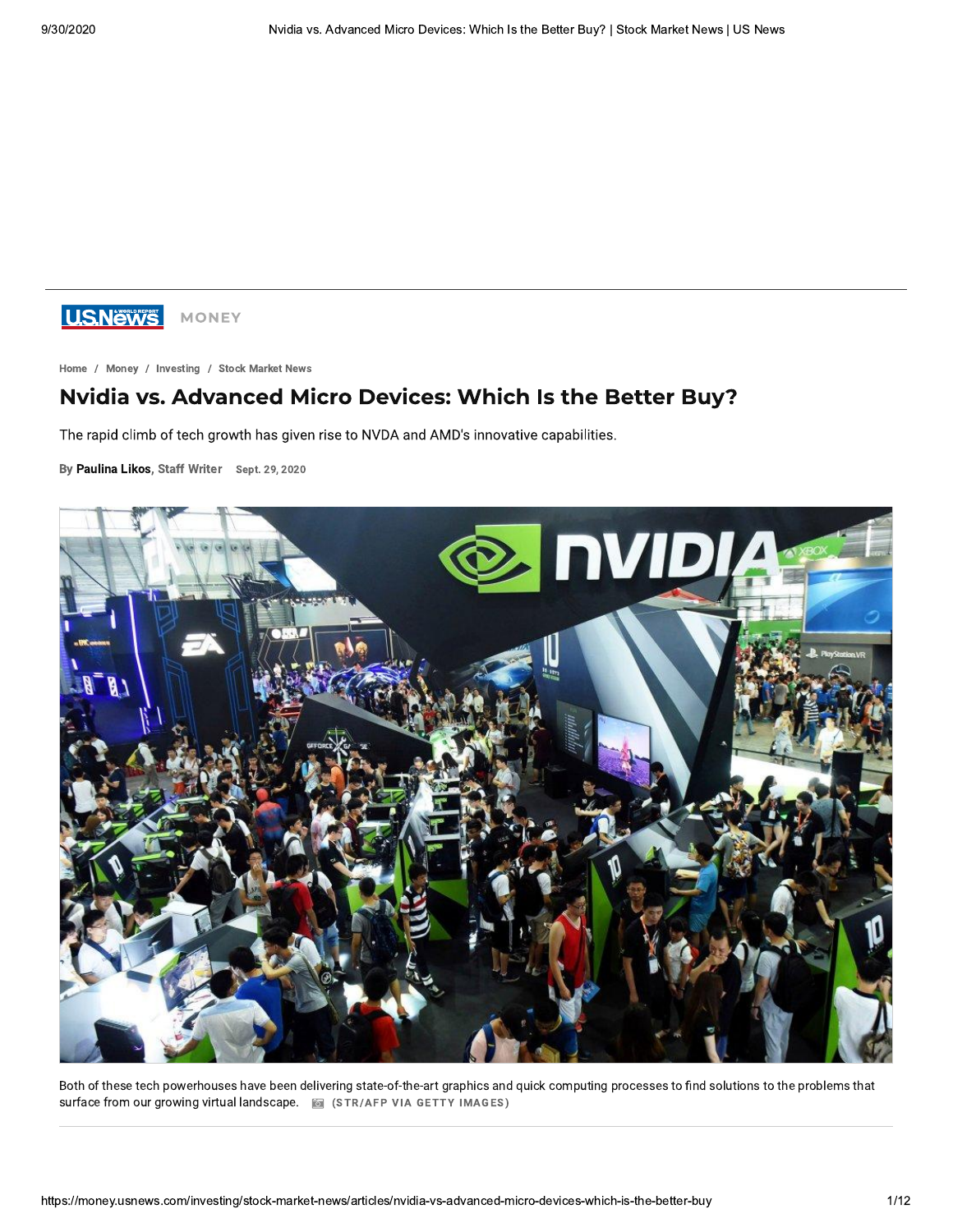US News MONEY

Home / Money / Investing / Stock Market News

# Nvidia vs. Advanced Micro Devices: Which Is the Better Buy?

The rapid climb of tech growth has given rise to NVDA and AMD's innovative capabilities.

By **Paulina Likos**, Staff Writer Sept. 29, 2020

Both of these tech powerhouses have been delivering state-of-the-art graphics and quick computing processes to find solutions to the problems that surface from our growing virtual landscape. (STR/AFP VIA GETTY IMAGES)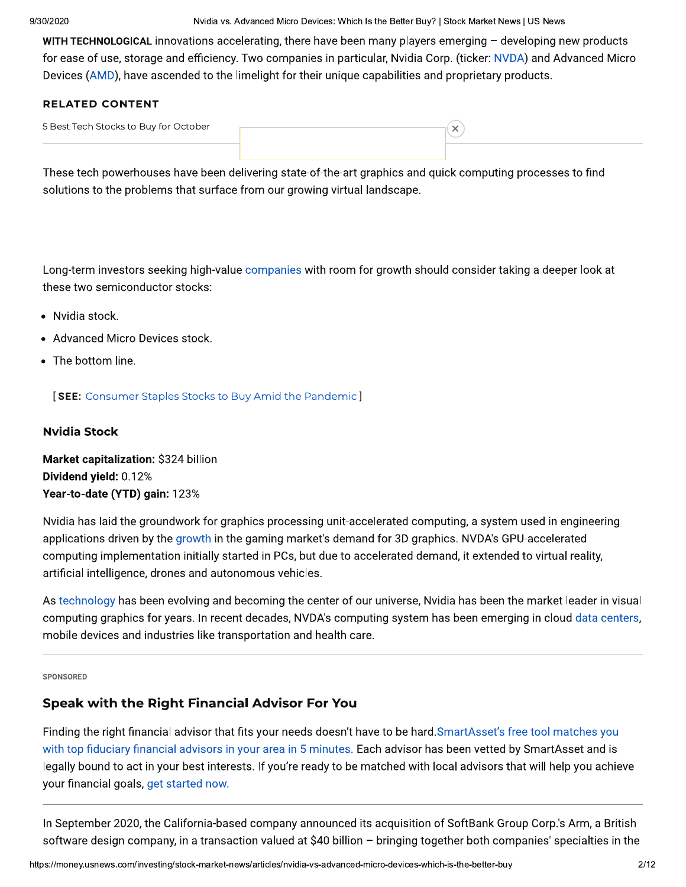**WITH TECHNOLOGICAL** innovations accelerating, there have been many players emerging – developing new products for ease of use, storage and efficiency. Two companies in particular, Nvidia Corp. (ticker: NVDA) and Advanced Micro Devices (AMD), have ascended to the limelight for their unique capabilities and proprietary products.

**RELATED CONTENT**

5 Best Tech Stocks to Buy for October

These tech powerhouses have been delivering state-of-the-art graphics and quick computing processes to find solutions to the problems that surface from our growing virtual landscape.

Long-term investors seeking high-value companies with room for growth should consider taking a deeper look at these two semiconductor stocks:

- Nvidia stock.
- Advanced Micro Devices stock.
- The bottom line.

[ **SEE:** Consumer Staples Stocks to Buy Amid the Pandemic ]

### Nvidia Stock

**Market capitalization:** $324 billion
**Dividend yield:** 0.12%
**Year-to-date (YTD) gain:** 123%

Nvidia has laid the groundwork for graphics processing unit-accelerated computing, a system used in engineering applications driven by the growth in the gaming market's demand for 3D graphics. NVDA's GPU-accelerated computing implementation initially started in PCs, but due to accelerated demand, it extended to virtual reality, artificial intelligence, drones and autonomous vehicles.

As technology has been evolving and becoming the center of our universe, Nvidia has been the market leader in visual computing graphics for years. In recent decades, NVDA's computing system has been emerging in cloud data centers, mobile devices and industries like transportation and health care.

SPONSORED

### Speak with the Right Financial Advisor For You

Finding the right financial advisor that fits your needs doesn't have to be hard. SmartAsset's free tool matches you with top fiduciary financial advisors in your area in 5 minutes. Each advisor has been vetted by SmartAsset and is legally bound to act in your best interests. If you're ready to be matched with local advisors that will help you achieve your financial goals, get started now.

In September 2020, the California-based company announced its acquisition of SoftBank Group Corp.'s Arm, a British software design company, in a transaction valued at $40 billion – bringing together both companies' specialties in the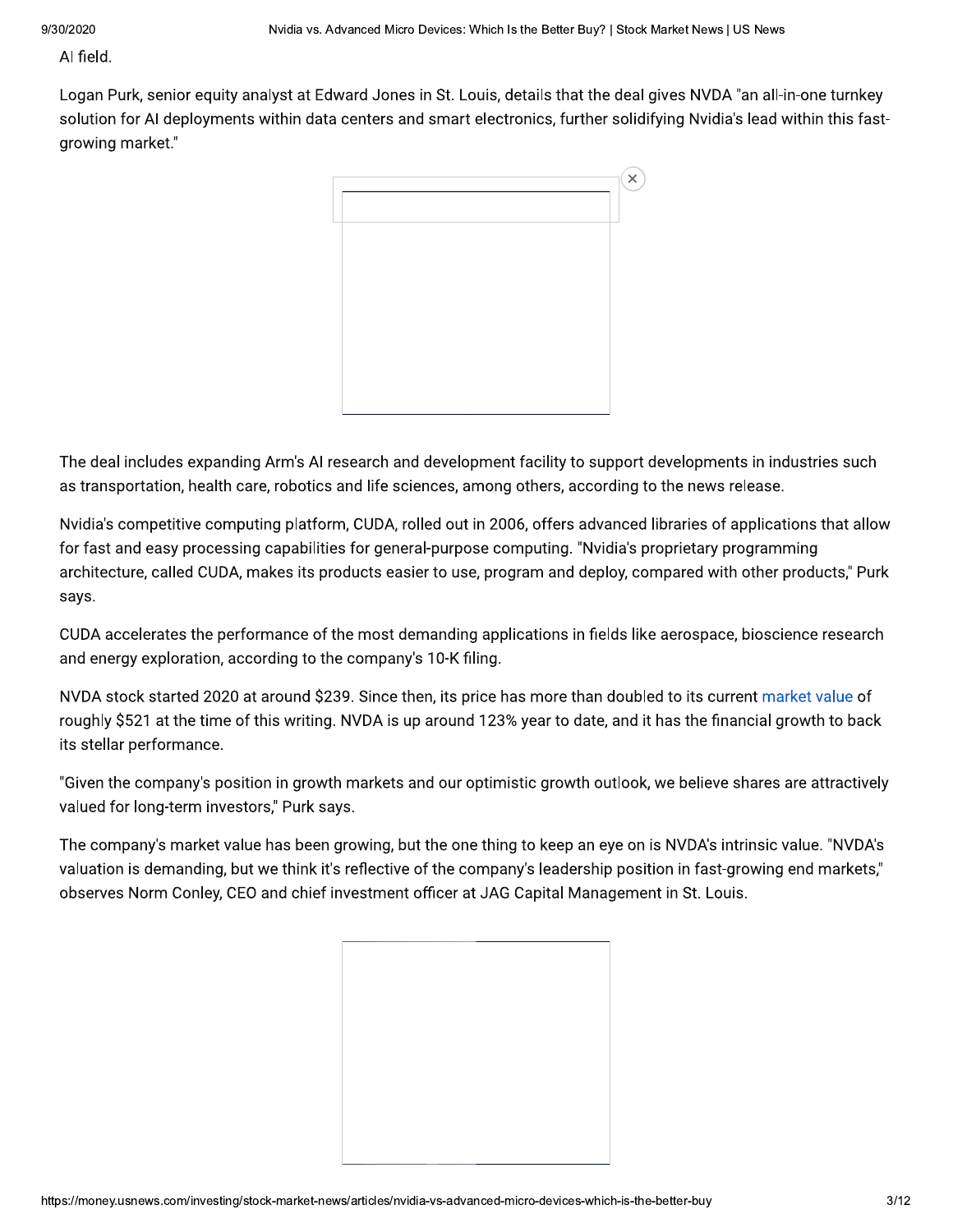AI field.

Logan Purk, senior equity analyst at Edward Jones in St. Louis, details that the deal gives NVDA "an all-in-one turnkey solution for AI deployments within data centers and smart electronics, further solidifying Nvidia's lead within this fast-growing market."

The deal includes expanding Arm's AI research and development facility to support developments in industries such as transportation, health care, robotics and life sciences, among others, according to the news release.

Nvidia's competitive computing platform, CUDA, rolled out in 2006, offers advanced libraries of applications that allow for fast and easy processing capabilities for general-purpose computing. "Nvidia's proprietary programming architecture, called CUDA, makes its products easier to use, program and deploy, compared with other products," Purk says.

CUDA accelerates the performance of the most demanding applications in fields like aerospace, bioscience research and energy exploration, according to the company's 10-K filing.

NVDA stock started 2020 at around $239. Since then, its price has more than doubled to its current market value of roughly $521 at the time of this writing. NVDA is up around 123% year to date, and it has the financial growth to back its stellar performance.

"Given the company's position in growth markets and our optimistic growth outlook, we believe shares are attractively valued for long-term investors," Purk says.

The company's market value has been growing, but the one thing to keep an eye on is NVDA's intrinsic value. "NVDA's valuation is demanding, but we think it's reflective of the company's leadership position in fast-growing end markets," observes Norm Conley, CEO and chief investment officer at JAG Capital Management in St. Louis.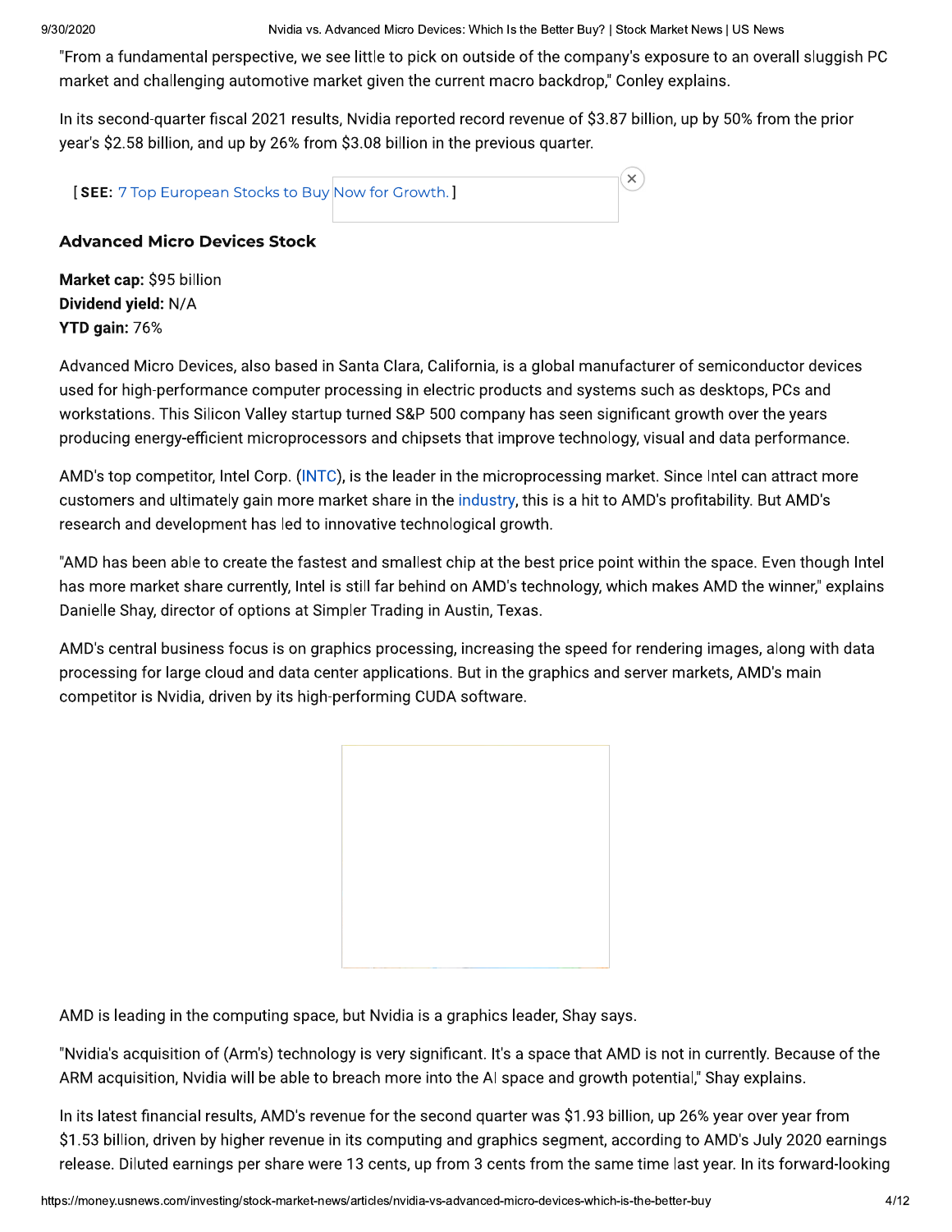"From a fundamental perspective, we see little to pick on outside of the company's exposure to an overall sluggish PC market and challenging automotive market given the current macro backdrop," Conley explains.

In its second-quarter fiscal 2021 results, Nvidia reported record revenue of $3.87 billion, up by 50% from the prior year's $2.58 billion, and up by 26% from $3.08 billion in the previous quarter.

[ **SEE:** 7 Top European Stocks to Buy Now for Growth. ]

### Advanced Micro Devices Stock

**Market cap:** $95 billion
**Dividend yield:** N/A
**YTD gain:** 76%

Advanced Micro Devices, also based in Santa Clara, California, is a global manufacturer of semiconductor devices used for high-performance computer processing in electric products and systems such as desktops, PCs and workstations. This Silicon Valley startup turned S&P 500 company has seen significant growth over the years producing energy-efficient microprocessors and chipsets that improve technology, visual and data performance.

AMD's top competitor, Intel Corp. (INTC), is the leader in the microprocessing market. Since Intel can attract more customers and ultimately gain more market share in the industry, this is a hit to AMD's profitability. But AMD's research and development has led to innovative technological growth.

"AMD has been able to create the fastest and smallest chip at the best price point within the space. Even though Intel has more market share currently, Intel is still far behind on AMD's technology, which makes AMD the winner," explains Danielle Shay, director of options at Simpler Trading in Austin, Texas.

AMD's central business focus is on graphics processing, increasing the speed for rendering images, along with data processing for large cloud and data center applications. But in the graphics and server markets, AMD's main competitor is Nvidia, driven by its high-performing CUDA software.

AMD is leading in the computing space, but Nvidia is a graphics leader, Shay says.

"Nvidia's acquisition of (Arm's) technology is very significant. It's a space that AMD is not in currently. Because of the ARM acquisition, Nvidia will be able to breach more into the AI space and growth potential," Shay explains.

In its latest financial results, AMD's revenue for the second quarter was $1.93 billion, up 26% year over year from $1.53 billion, driven by higher revenue in its computing and graphics segment, according to AMD's July 2020 earnings release. Diluted earnings per share were 13 cents, up from 3 cents from the same time last year. In its forward-looking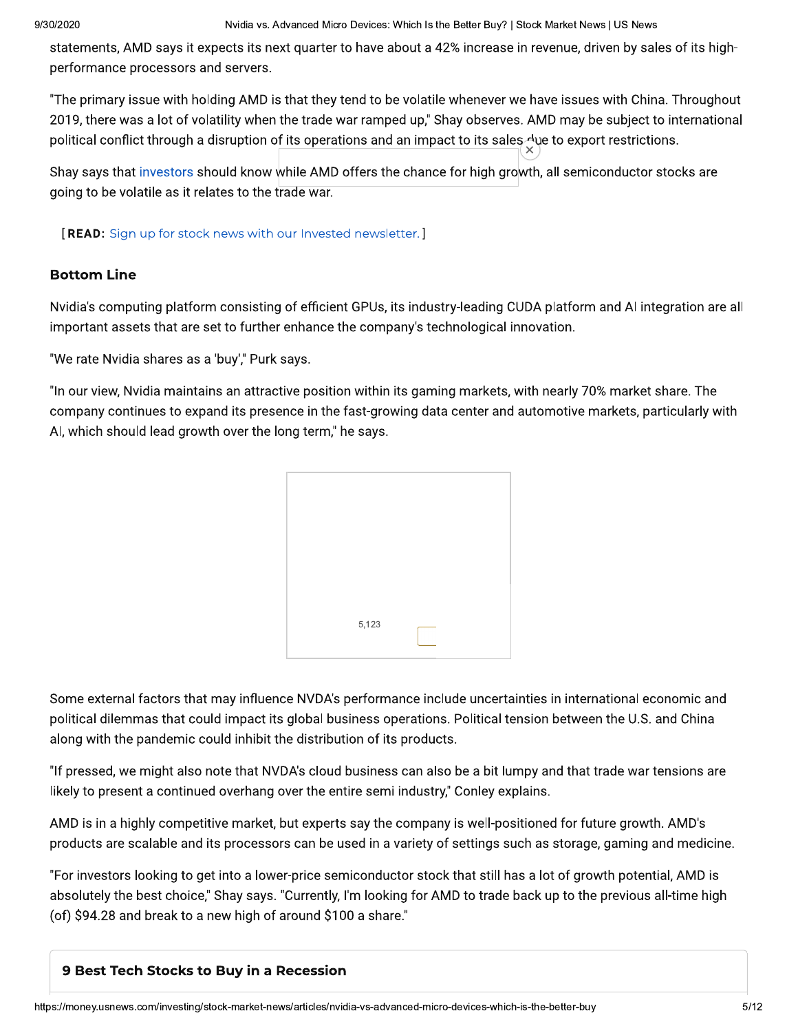statements, AMD says it expects its next quarter to have about a 42% increase in revenue, driven by sales of its high-performance processors and servers.

"The primary issue with holding AMD is that they tend to be volatile whenever we have issues with China. Throughout 2019, there was a lot of volatility when the trade war ramped up," Shay observes. AMD may be subject to international political conflict through a disruption of its operations and an impact to its sales due to export restrictions.

Shay says that investors should know while AMD offers the chance for high growth, all semiconductor stocks are going to be volatile as it relates to the trade war.

[**READ:** Sign up for stock news with our Invested newsletter.]

### Bottom Line

Nvidia's computing platform consisting of efficient GPUs, its industry-leading CUDA platform and AI integration are all important assets that are set to further enhance the company's technological innovation.

"We rate Nvidia shares as a 'buy'," Purk says.

"In our view, Nvidia maintains an attractive position within its gaming markets, with nearly 70% market share. The company continues to expand its presence in the fast-growing data center and automotive markets, particularly with AI, which should lead growth over the long term," he says.

5,123

Some external factors that may influence NVDA's performance include uncertainties in international economic and political dilemmas that could impact its global business operations. Political tension between the U.S. and China along with the pandemic could inhibit the distribution of its products.

"If pressed, we might also note that NVDA's cloud business can also be a bit lumpy and that trade war tensions are likely to present a continued overhang over the entire semi industry," Conley explains.

AMD is in a highly competitive market, but experts say the company is well-positioned for future growth. AMD's products are scalable and its processors can be used in a variety of settings such as storage, gaming and medicine.

"For investors looking to get into a lower-price semiconductor stock that still has a lot of growth potential, AMD is absolutely the best choice," Shay says. "Currently, I'm looking for AMD to trade back up to the previous all-time high (of) $94.28 and break to a new high of around $100 a share."

**9 Best Tech Stocks to Buy in a Recession**